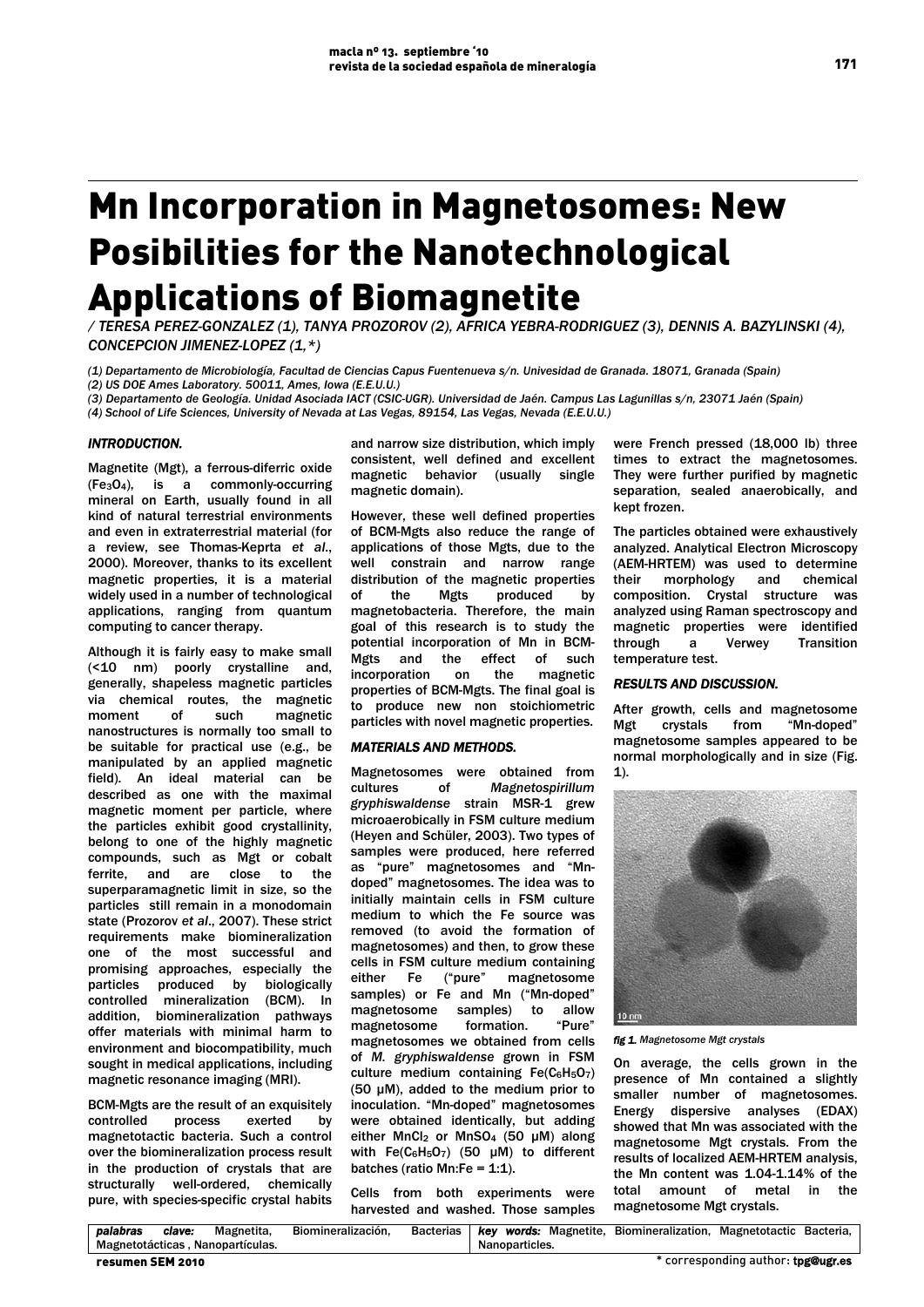# Mn Incorporation in Magnetosomes: New Posibilities for the Nanotechnological Applications of Biomagnetite

*/ TERESA PEREZ-GONZALEZ (1), TANYA PROZOROV (2), AFRICA YEBRA-RODRIGUEZ (3), DENNIS A. BAZYLINSKI (4), CONCEPCION JIMENEZ-LOPEZ (1,\*)*

*(1) Departamento de Microbiología, Facultad de Ciencias Capus Fuentenueva s/n. Univesidad de Granada. 18071, Granada (Spain)*
*(2) US DOE Ames Laboratory. 50011, Ames, Iowa (E.E.U.U.)*
*(3) Departamento de Geología. Unidad Asociada IACT (CSIC-UGR). Universidad de Jaén. Campus Las Lagunillas s/n, 23071 Jaén (Spain)*
*(4) School of Life Sciences, University of Nevada at Las Vegas, 89154, Las Vegas, Nevada (E.E.U.U.)*

### INTRODUCTION.

Magnetite (Mgt), a ferrous-diferric oxide ($Fe_3O_4$), is a commonly-occurring mineral on Earth, usually found in all kind of natural terrestrial environments and even in extraterrestrial material (for a review, see Thomas-Keprta *et al*., 2000). Moreover, thanks to its excellent magnetic properties, it is a material widely used in a number of technological applications, ranging from quantum computing to cancer therapy.

Although it is fairly easy to make small (<10 nm) poorly crystalline and, generally, shapeless magnetic particles via chemical routes, the magnetic moment of such magnetic nanostructures is normally too small to be suitable for practical use (e.g., be manipulated by an applied magnetic field). An ideal material can be described as one with the maximal magnetic moment per particle, where the particles exhibit good crystallinity, belong to one of the highly magnetic compounds, such as Mgt or cobalt ferrite, and are close to the superparamagnetic limit in size, so the particles still remain in a monodomain state (Prozorov *et al*., 2007). These strict requirements make biomineralization one of the most successful and promising approaches, especially the particles produced by biologically controlled mineralization (BCM). In addition, biomineralization pathways offer materials with minimal harm to environment and biocompatibility, much sought in medical applications, including magnetic resonance imaging (MRI).

BCM-Mgts are the result of an exquisitely controlled process exerted by magnetotactic bacteria. Such a control over the biomineralization process result in the production of crystals that are structurally well-ordered, chemically pure, with species-specific crystal habits and narrow size distribution, which imply consistent, well defined and excellent magnetic behavior (usually single magnetic domain).

However, these well defined properties of BCM-Mgts also reduce the range of applications of those Mgts, due to the well constrain and narrow range distribution of the magnetic properties of the Mgts produced by magnetobacteria. Therefore, the main goal of this research is to study the potential incorporation of Mn in BCM-Mgts and the effect of such incorporation on the magnetic properties of BCM-Mgts. The final goal is to produce new non stoichiometric particles with novel magnetic properties.

### MATERIALS AND METHODS.

Magnetosomes were obtained from cultures of *Magnetospirillum gryphiswaldense* strain MSR-1 grew microaerobically in FSM culture medium (Heyen and Schüler, 2003). Two types of samples were produced, here referred as "pure" magnetosomes and "Mn-doped" magnetosomes. The idea was to initially maintain cells in FSM culture medium to which the Fe source was removed (to avoid the formation of magnetosomes) and then, to grow these cells in FSM culture medium containing either Fe ("pure" magnetosome samples) or Fe and Mn ("Mn-doped" magnetosome samples) to allow magnetosome formation. "Pure" magnetosomes we obtained from cells of *M. gryphiswaldense* grown in FSM culture medium containing $Fe(C_6H_5O_7)$ (50 µM), added to the medium prior to inoculation. "Mn-doped" magnetosomes were obtained identically, but adding either $MnCl_2$ or $MnSO_4$ (50 µM) along with $Fe(C_6H_5O_7)$ (50 µM) to different batches (ratio Mn:Fe = 1:1).

Cells from both experiments were harvested and washed. Those samples were French pressed (18,000 lb) three times to extract the magnetosomes. They were further purified by magnetic separation, sealed anaerobically, and kept frozen.

The particles obtained were exhaustively analyzed. Analytical Electron Microscopy (AEM-HRTEM) was used to determine their morphology and chemical composition. Crystal structure was analyzed using Raman spectroscopy and magnetic properties were identified through a Verwey Transition temperature test.

### RESULTS AND DISCUSSION.

After growth, cells and magnetosome Mgt crystals from "Mn-doped" magnetosome samples appeared to be normal morphologically and in size (Fig. 1).

*fig 1. Magnetosome Mgt crystals*

On average, the cells grown in the presence of Mn contained a slightly smaller number of magnetosomes. Energy dispersive analyses (EDAX) showed that Mn was associated with the magnetosome Mgt crystals. From the results of localized AEM-HRTEM analysis, the Mn content was 1.04-1.14% of the total amount of metal in the magnetosome Mgt crystals.

*palabras clave:* Magnetita, Biomineralización, Bacterias Magnetotácticas , Nanopartículas.

*key words:* Magnetite, Biomineralization, Magnetotactic Bacteria, Nanoparticles.

resumen SEM 2010

\* corresponding author: tpg@ugr.es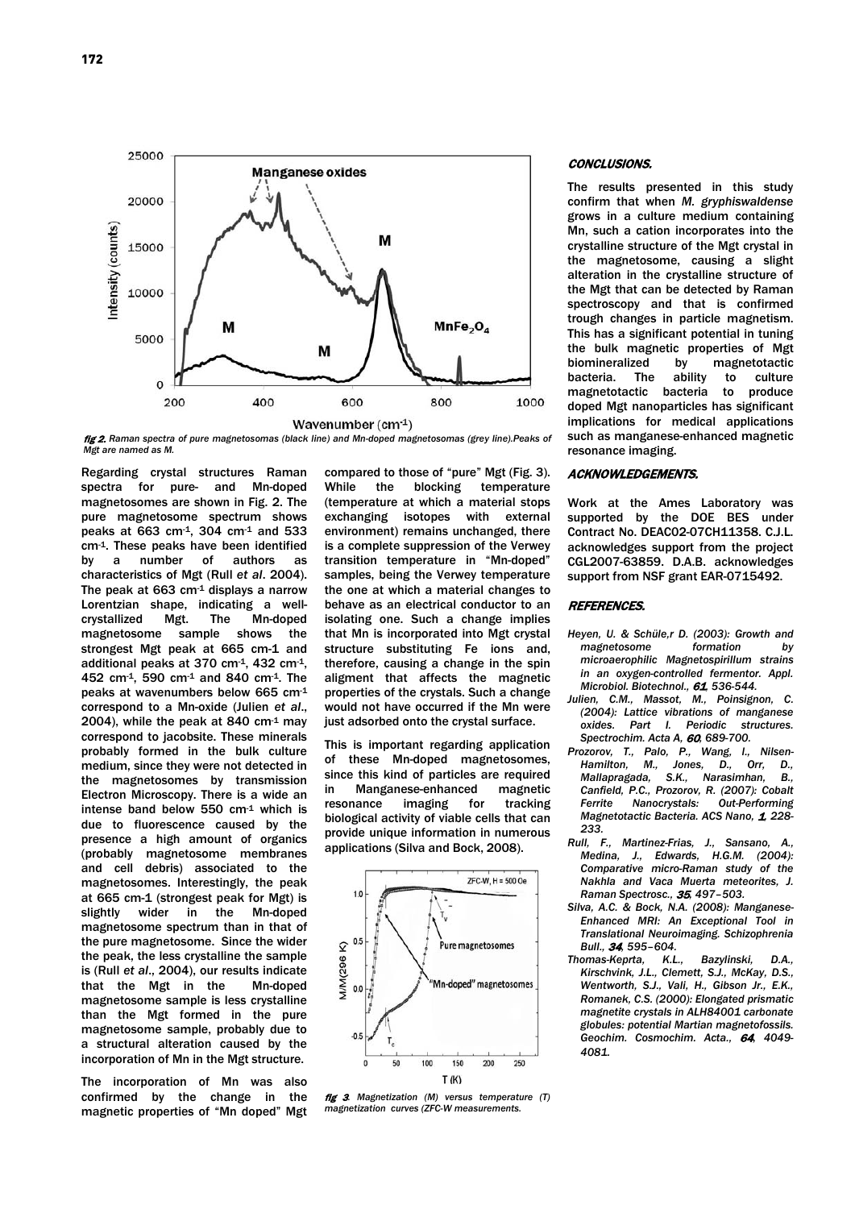Manganese oxides

Intensity (counts)

25000
20000
15000
10000
5000
0

M
M
M
$MnFe_2O_4$

200 400 600 800 1000

Wavenumber ($cm^{-1}$)

*fig 2. Raman spectra of pure magnetosomas (black line) and Mn-doped magnetosomas (grey line).Peaks of Mgt are named as M.*

Regarding crystal structures Raman spectra for pure- and Mn-doped magnetosomes are shown in Fig. 2. The pure magnetosome spectrum shows peaks at 663 $cm^{-1}$, 304 $cm^{-1}$ and 533 $cm^{-1}$. These peaks have been identified by a number of authors as characteristics of Mgt (Rull *et al*. 2004). The peak at 663 $cm^{-1}$ displays a narrow Lorentzian shape, indicating a well-crystallized Mgt. The Mn-doped magnetosome sample shows the strongest Mgt peak at 665 cm-1 and additional peaks at 370 $cm^{-1}$, 432 $cm^{-1}$, 452 $cm^{-1}$, 590 $cm^{-1}$ and 840 $cm^{-1}$. The peaks at wavenumbers below 665 $cm^{-1}$ correspond to a Mn-oxide (Julien *et al*., 2004), while the peak at 840 $cm^{-1}$ may correspond to jacobsite. These minerals probably formed in the bulk culture medium, since they were not detected in the magnetosomes by transmission Electron Microscopy. There is a wide an intense band below 550 $cm^{-1}$ which is due to fluorescence caused by the presence a high amount of organics (probably magnetosome membranes and cell debris) associated to the magnetosomes. Interestingly, the peak at 665 cm-1 (strongest peak for Mgt) is slightly wider in the Mn-doped magnetosome spectrum than in that of the pure magnetosome. Since the wider the peak, the less crystalline the sample is (Rull *et al*., 2004), our results indicate that the Mgt in the Mn-doped magnetosome sample is less crystalline than the Mgt formed in the pure magnetosome sample, probably due to a structural alteration caused by the incorporation of Mn in the Mgt structure.

The incorporation of Mn was also confirmed by the change in the magnetic properties of "Mn doped" Mgt compared to those of "pure" Mgt (Fig. 3). While the blocking temperature (temperature at which a material stops exchanging isotopes with external environment) remains unchanged, there is a complete suppression of the Verwey transition temperature in "Mn-doped" samples, being the Verwey temperature the one at which a material changes to behave as an electrical conductor to an isolating one. Such a change implies that Mn is incorporated into Mgt crystal structure substituting Fe ions and, therefore, causing a change in the spin aligment that affects the magnetic properties of the crystals. Such a change would not have occurred if the Mn were just adsorbed onto the crystal surface.

This is important regarding application of these Mn-doped magnetosomes, since this kind of particles are required in Manganese-enhanced magnetic resonance imaging for tracking biological activity of viable cells that can provide unique information in numerous applications (Silva and Bock, 2008).

ZFC-W, H = 500 Oe

M/M(296 K)

1.0
0.5
0.0
-0.5

$T_V$
Pure magnetosomes
"Mn-doped" magnetosomes
$T_c$

0 50 100 150 200 250

T (K)

*fig 3. Magnetization (M) versus temperature (T) magnetization curves (ZFC-W measurements.*

## CONCLUSIONS.

The results presented in this study confirm that when *M. gryphiswaldense* grows in a culture medium containing Mn, such a cation incorporates into the crystalline structure of the Mgt crystal in the magnetosome, causing a slight alteration in the crystalline structure of the Mgt that can be detected by Raman spectroscopy and that is confirmed trough changes in particle magnetism. This has a significant potential in tuning the bulk magnetic properties of Mgt biomineralized by magnetotactic bacteria. The ability to culture magnetotactic bacteria to produce doped Mgt nanoparticles has significant implications for medical applications such as manganese-enhanced magnetic resonance imaging.

## ACKNOWLEDGEMENTS.

Work at the Ames Laboratory was supported by the DOE BES under Contract No. DEAC02-07CH11358. C.J.L. acknowledges support from the project CGL2007-63859. D.A.B. acknowledges support from NSF grant EAR-0715492.

## REFERENCES.

*Heyen, U. & Schüle,r D. (2003): Growth and magnetosome formation by microaerophilic Magnetospirillum strains in an oxygen-controlled fermentor. Appl. Microbiol. Biotechnol.,* ***61****, 536-544.*

*Julien, C.M., Massot, M., Poinsignon, C. (2004): Lattice vibrations of manganese oxides. Part I. Periodic structures. Spectrochim. Acta A,* ***60****, 689-700.*

*Prozorov, T., Palo, P., Wang, I., Nilsen-Hamilton, M., Jones, D., Orr, D., Mallapragada, S.K., Narasimhan, B., Canfield, P.C., Prozorov, R. (2007): Cobalt Ferrite Nanocrystals: Out-Performing Magnetotactic Bacteria. ACS Nano,* ***1****, 228-233.*

*Rull, F., Martinez-Frias, J., Sansano, A., Medina, J., Edwards, H.G.M. (2004): Comparative micro-Raman study of the Nakhla and Vaca Muerta meteorites, J. Raman Spectrosc.,* ***35****, 497–503.*

*Silva, A.C. & Bock, N.A. (2008): Manganese-Enhanced MRI: An Exceptional Tool in Translational Neuroimaging. Schizophrenia Bull.,* ***34****, 595–604.*

*Thomas-Keprta, K.L., Bazylinski, D.A., Kirschvink, J.L., Clemett, S.J., McKay, D.S., Wentworth, S.J., Vali, H., Gibson Jr., E.K., Romanek, C.S. (2000): Elongated prismatic magnetite crystals in ALH84001 carbonate globules: potential Martian magnetofossils. Geochim. Cosmochim. Acta.,* ***64****, 4049-4081.*